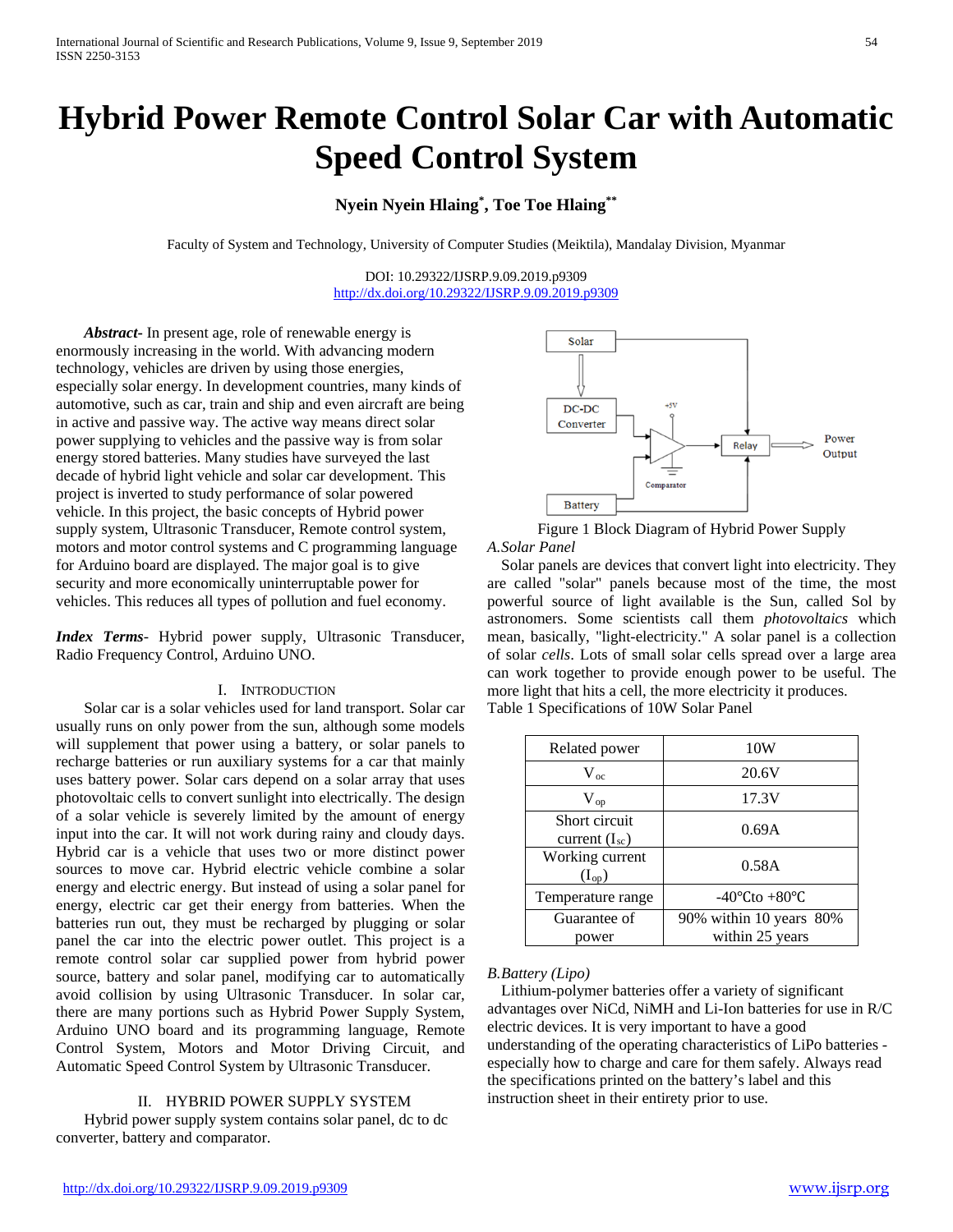# Hybrid Power Remote Control Solar Car with Automatic Speed Control System

**Nyein Nyein Hlaing[*], Toe Toe Hlaing[**]**

Faculty of System and Technology, University of Computer Studies (Meiktila), Mandalay Division, Myanmar

DOI: 10.29322/IJSRP.9.09.2019.p9309
http://dx.doi.org/10.29322/IJSRP.9.09.2019.p9309

***Abstract-*** In present age, role of renewable energy is enormously increasing in the world. With advancing modern technology, vehicles are driven by using those energies, especially solar energy. In development countries, many kinds of automotive, such as car, train and ship and even aircraft are being in active and passive way. The active way means direct solar power supplying to vehicles and the passive way is from solar energy stored batteries. Many studies have surveyed the last decade of hybrid light vehicle and solar car development. This project is inverted to study performance of solar powered vehicle. In this project, the basic concepts of Hybrid power supply system, Ultrasonic Transducer, Remote control system, motors and motor control systems and C programming language for Arduino board are displayed. The major goal is to give security and more economically uninterruptable power for vehicles. This reduces all types of pollution and fuel economy.

***Index Terms*-** Hybrid power supply, Ultrasonic Transducer, Radio Frequency Control, Arduino UNO.

## I. Introduction

Solar car is a solar vehicles used for land transport. Solar car usually runs on only power from the sun, although some models will supplement that power using a battery, or solar panels to recharge batteries or run auxiliary systems for a car that mainly uses battery power. Solar cars depend on a solar array that uses photovoltaic cells to convert sunlight into electrically. The design of a solar vehicle is severely limited by the amount of energy input into the car. It will not work during rainy and cloudy days. Hybrid car is a vehicle that uses two or more distinct power sources to move car. Hybrid electric vehicle combine a solar energy and electric energy. But instead of using a solar panel for energy, electric car get their energy from batteries. When the batteries run out, they must be recharged by plugging or solar panel the car into the electric power outlet. This project is a remote control solar car supplied power from hybrid power source, battery and solar panel, modifying car to automatically avoid collision by using Ultrasonic Transducer. In solar car, there are many portions such as Hybrid Power Supply System, Arduino UNO board and its programming language, Remote Control System, Motors and Motor Driving Circuit, and Automatic Speed Control System by Ultrasonic Transducer.

## II. Hybrid Power Supply System

Hybrid power supply system contains solar panel, dc to dc converter, battery and comparator.

Figure 1 Block Diagram of Hybrid Power Supply

### A. Solar Panel

Solar panels are devices that convert light into electricity. They are called "solar" panels because most of the time, the most powerful source of light available is the Sun, called Sol by astronomers. Some scientists call them *photovoltaics* which mean, basically, "light-electricity." A solar panel is a collection of solar *cells*. Lots of small solar cells spread over a large area can work together to provide enough power to be useful. The more light that hits a cell, the more electricity it produces.

Table 1 Specifications of 10W Solar Panel

| Related power | 10W |
|---|---|
| $V_{oc}$ | 20.6V |
| $V_{op}$ | 17.3V |
| Short circuit current ($I_{sc}$) | 0.69A |
| Working current ($I_{op}$) | 0.58A |
| Temperature range | -40℃to +80℃ |
| Guarantee of power | 90% within 10 years 80% within 25 years |

### B. Battery (Lipo)

Lithium-polymer batteries offer a variety of significant advantages over NiCd, NiMH and Li-Ion batteries for use in R/C electric devices. It is very important to have a good understanding of the operating characteristics of LiPo batteries - especially how to charge and care for them safely. Always read the specifications printed on the battery's label and this instruction sheet in their entirety prior to use.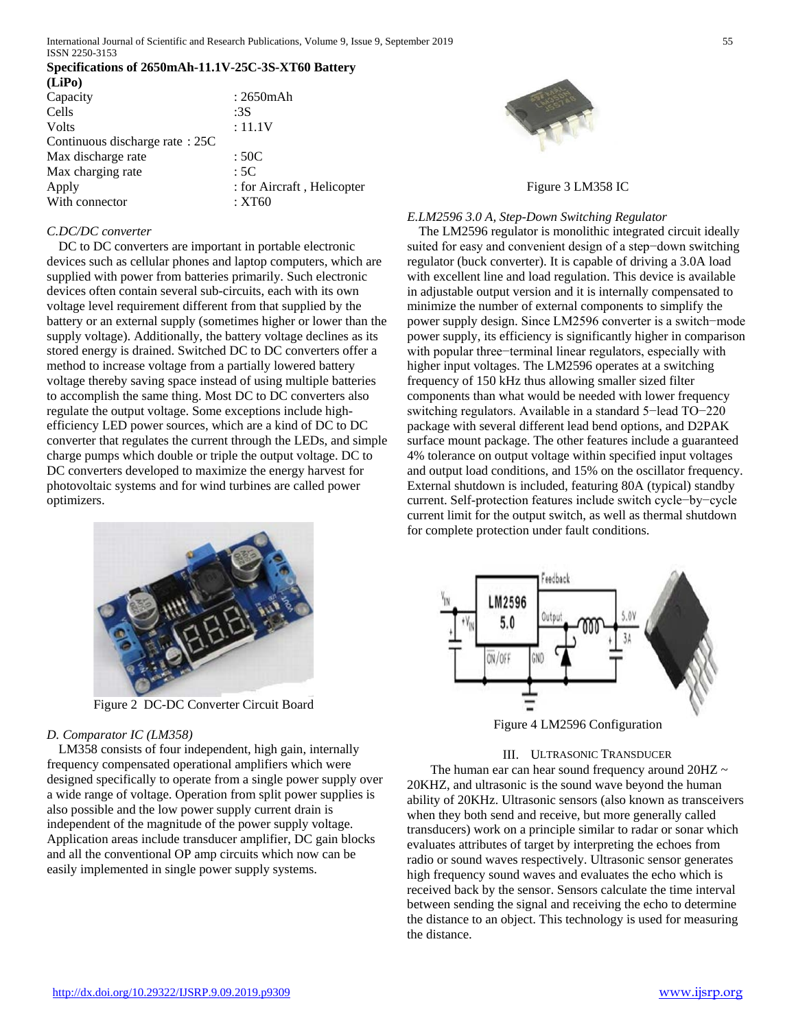**Specifications of 2650mAh-11.1V-25C-3S-XT60 Battery (LiPo)**

| | |
|---|---|
| Capacity | : 2650mAh |
| Cells | :3S |
| Volts | : 11.1V |
| Continuous discharge rate | : 25C |
| Max discharge rate | : 50C |
| Max charging rate | : 5C |
| Apply | : for Aircraft , Helicopter |
| With connector | : XT60 |

*C.DC/DC converter*

DC to DC converters are important in portable electronic devices such as cellular phones and laptop computers, which are supplied with power from batteries primarily. Such electronic devices often contain several sub-circuits, each with its own voltage level requirement different from that supplied by the battery or an external supply (sometimes higher or lower than the supply voltage). Additionally, the battery voltage declines as its stored energy is drained. Switched DC to DC converters offer a method to increase voltage from a partially lowered battery voltage thereby saving space instead of using multiple batteries to accomplish the same thing. Most DC to DC converters also regulate the output voltage. Some exceptions include high-efficiency LED power sources, which are a kind of DC to DC converter that regulates the current through the LEDs, and simple charge pumps which double or triple the output voltage. DC to DC converters developed to maximize the energy harvest for photovoltaic systems and for wind turbines are called power optimizers.

Figure 2 DC-DC Converter Circuit Board

*D. Comparator IC (LM358)*

LM358 consists of four independent, high gain, internally frequency compensated operational amplifiers which were designed specifically to operate from a single power supply over a wide range of voltage. Operation from split power supplies is also possible and the low power supply current drain is independent of the magnitude of the power supply voltage. Application areas include transducer amplifier, DC gain blocks and all the conventional OP amp circuits which now can be easily implemented in single power supply systems.

Figure 3 LM358 IC

*E.LM2596 3.0 A, Step-Down Switching Regulator*

The LM2596 regulator is monolithic integrated circuit ideally suited for easy and convenient design of a step−down switching regulator (buck converter). It is capable of driving a 3.0A load with excellent line and load regulation. This device is available in adjustable output version and it is internally compensated to minimize the number of external components to simplify the power supply design. Since LM2596 converter is a switch−mode power supply, its efficiency is significantly higher in comparison with popular three−terminal linear regulators, especially with higher input voltages. The LM2596 operates at a switching frequency of 150 kHz thus allowing smaller sized filter components than what would be needed with lower frequency switching regulators. Available in a standard 5−lead TO−220 package with several different lead bend options, and D2PAK surface mount package. The other features include a guaranteed 4% tolerance on output voltage within specified input voltages and output load conditions, and 15% on the oscillator frequency. External shutdown is included, featuring 80A (typical) standby current. Self-protection features include switch cycle−by−cycle current limit for the output switch, as well as thermal shutdown for complete protection under fault conditions.

Figure 4 LM2596 Configuration

## III. Ultrasonic Transducer

The human ear can hear sound frequency around 20HZ ~ 20KHZ, and ultrasonic is the sound wave beyond the human ability of 20KHz. Ultrasonic sensors (also known as transceivers when they both send and receive, but more generally called transducers) work on a principle similar to radar or sonar which evaluates attributes of target by interpreting the echoes from radio or sound waves respectively. Ultrasonic sensor generates high frequency sound waves and evaluates the echo which is received back by the sensor. Sensors calculate the time interval between sending the signal and receiving the echo to determine the distance to an object. This technology is used for measuring the distance.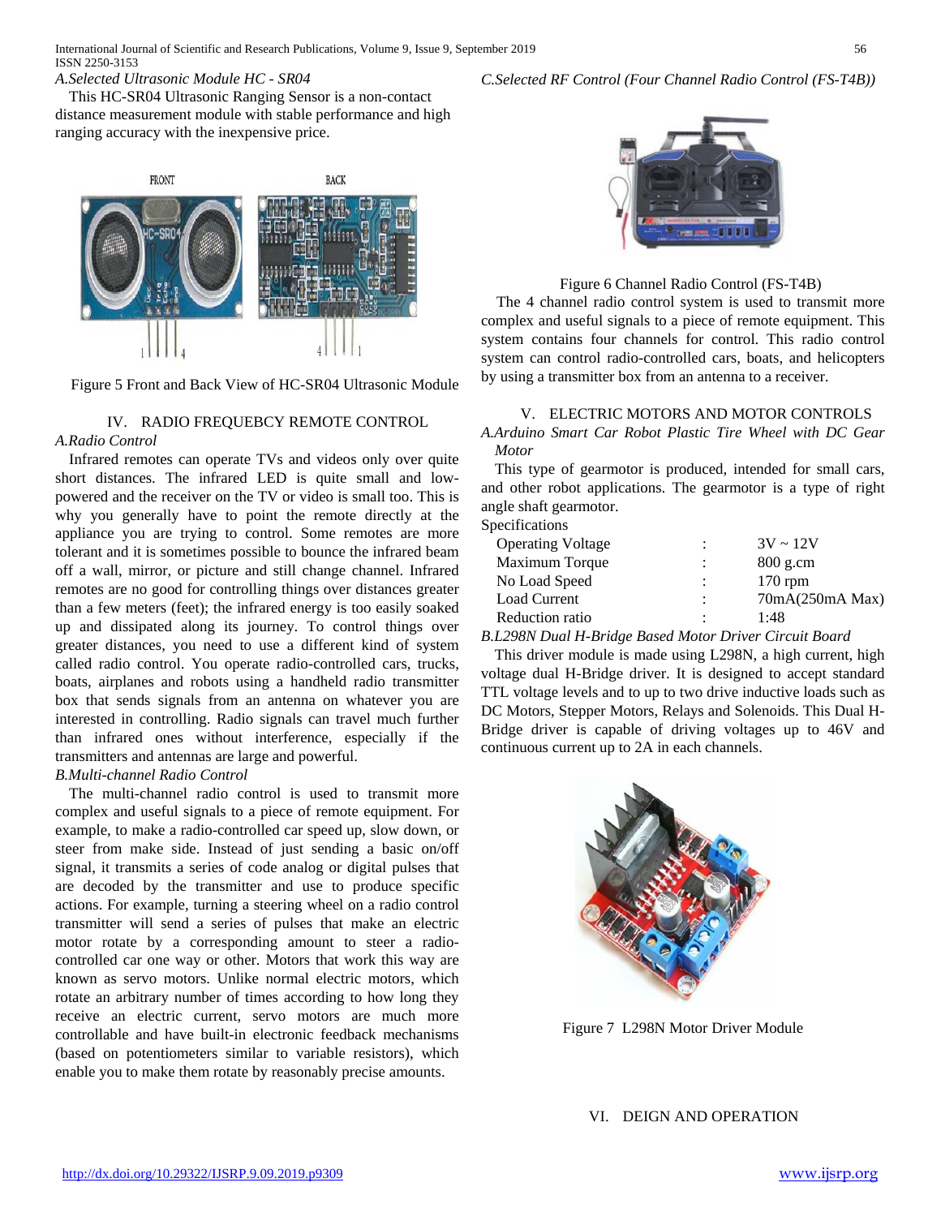### A.Selected Ultrasonic Module HC - SR04

This HC-SR04 Ultrasonic Ranging Sensor is a non-contact distance measurement module with stable performance and high ranging accuracy with the inexpensive price.

Figure 5 Front and Back View of HC-SR04 Ultrasonic Module

## IV. RADIO FREQUEBCY REMOTE CONTROL

### A.Radio Control

Infrared remotes can operate TVs and videos only over quite short distances. The infrared LED is quite small and low-powered and the receiver on the TV or video is small too. This is why you generally have to point the remote directly at the appliance you are trying to control. Some remotes are more tolerant and it is sometimes possible to bounce the infrared beam off a wall, mirror, or picture and still change channel. Infrared remotes are no good for controlling things over distances greater than a few meters (feet); the infrared energy is too easily soaked up and dissipated along its journey. To control things over greater distances, you need to use a different kind of system called radio control. You operate radio-controlled cars, trucks, boats, airplanes and robots using a handheld radio transmitter box that sends signals from an antenna on whatever you are interested in controlling. Radio signals can travel much further than infrared ones without interference, especially if the transmitters and antennas are large and powerful.

### B.Multi-channel Radio Control

The multi-channel radio control is used to transmit more complex and useful signals to a piece of remote equipment. For example, to make a radio-controlled car speed up, slow down, or steer from make side. Instead of just sending a basic on/off signal, it transmits a series of code analog or digital pulses that are decoded by the transmitter and use to produce specific actions. For example, turning a steering wheel on a radio control transmitter will send a series of pulses that make an electric motor rotate by a corresponding amount to steer a radio-controlled car one way or other. Motors that work this way are known as servo motors. Unlike normal electric motors, which rotate an arbitrary number of times according to how long they receive an electric current, servo motors are much more controllable and have built-in electronic feedback mechanisms (based on potentiometers similar to variable resistors), which enable you to make them rotate by reasonably precise amounts.

### C.Selected RF Control (Four Channel Radio Control (FS-T4B))

Figure 6 Channel Radio Control (FS-T4B)

The 4 channel radio control system is used to transmit more complex and useful signals to a piece of remote equipment. This system contains four channels for control. This radio control system can control radio-controlled cars, boats, and helicopters by using a transmitter box from an antenna to a receiver.

## V. ELECTRIC MOTORS AND MOTOR CONTROLS

### A.Arduino Smart Car Robot Plastic Tire Wheel with DC Gear Motor

This type of gearmotor is produced, intended for small cars, and other robot applications. The gearmotor is a type of right angle shaft gearmotor.

Specifications

| | | |
|---|---|---|
| Operating Voltage | : | 3V ~ 12V |
| Maximum Torque | : | 800 g.cm |
| No Load Speed | : | 170 rpm |
| Load Current | : | 70mA(250mA Max) |
| Reduction ratio | : | 1:48 |

### B.L298N Dual H-Bridge Based Motor Driver Circuit Board

This driver module is made using L298N, a high current, high voltage dual H-Bridge driver. It is designed to accept standard TTL voltage levels and to up to two drive inductive loads such as DC Motors, Stepper Motors, Relays and Solenoids. This Dual H-Bridge driver is capable of driving voltages up to 46V and continuous current up to 2A in each channels.

Figure 7 L298N Motor Driver Module

## VI. DEIGN AND OPERATION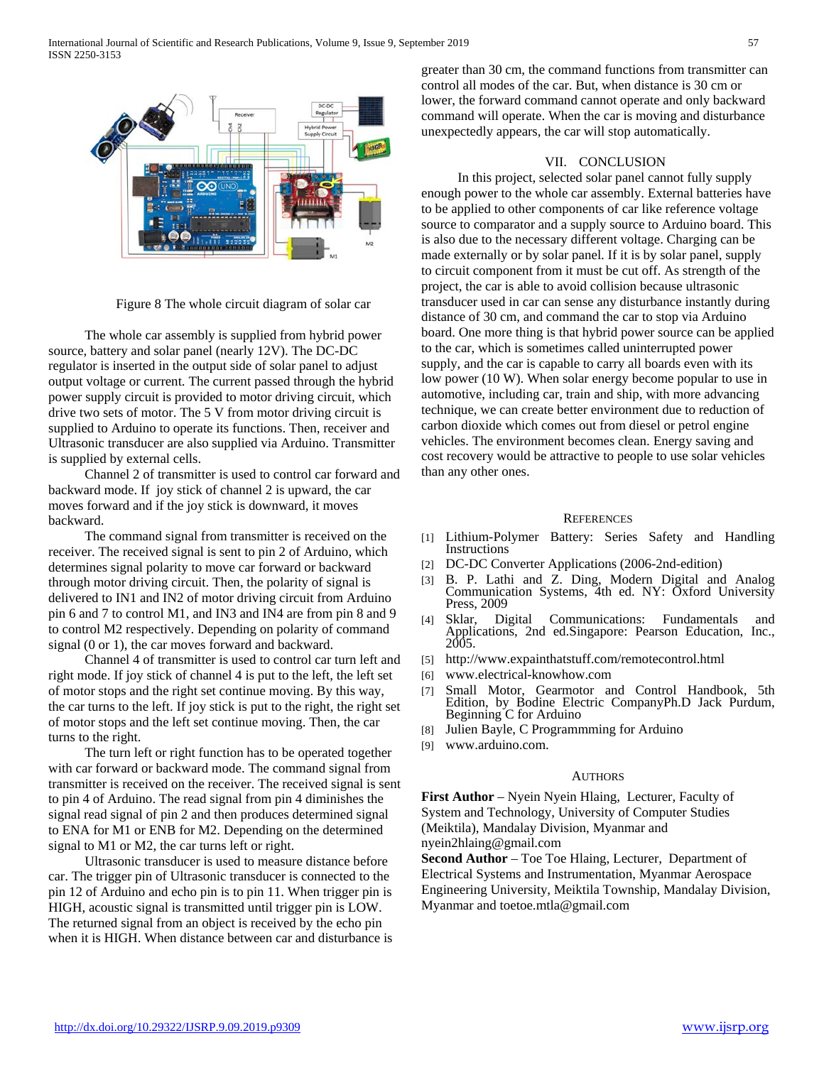Figure 8 The whole circuit diagram of solar car

The whole car assembly is supplied from hybrid power source, battery and solar panel (nearly 12V). The DC-DC regulator is inserted in the output side of solar panel to adjust output voltage or current. The current passed through the hybrid power supply circuit is provided to motor driving circuit, which drive two sets of motor. The 5 V from motor driving circuit is supplied to Arduino to operate its functions. Then, receiver and Ultrasonic transducer are also supplied via Arduino. Transmitter is supplied by external cells.

Channel 2 of transmitter is used to control car forward and backward mode. If joy stick of channel 2 is upward, the car moves forward and if the joy stick is downward, it moves backward.

The command signal from transmitter is received on the receiver. The received signal is sent to pin 2 of Arduino, which determines signal polarity to move car forward or backward through motor driving circuit. Then, the polarity of signal is delivered to IN1 and IN2 of motor driving circuit from Arduino pin 6 and 7 to control M1, and IN3 and IN4 are from pin 8 and 9 to control M2 respectively. Depending on polarity of command signal (0 or 1), the car moves forward and backward.

Channel 4 of transmitter is used to control car turn left and right mode. If joy stick of channel 4 is put to the left, the left set of motor stops and the right set continue moving. By this way, the car turns to the left. If joy stick is put to the right, the right set of motor stops and the left set continue moving. Then, the car turns to the right.

The turn left or right function has to be operated together with car forward or backward mode. The command signal from transmitter is received on the receiver. The received signal is sent to pin 4 of Arduino. The read signal from pin 4 diminishes the signal read signal of pin 2 and then produces determined signal to ENA for M1 or ENB for M2. Depending on the determined signal to M1 or M2, the car turns left or right.

Ultrasonic transducer is used to measure distance before car. The trigger pin of Ultrasonic transducer is connected to the pin 12 of Arduino and echo pin is to pin 11. When trigger pin is HIGH, acoustic signal is transmitted until trigger pin is LOW. The returned signal from an object is received by the echo pin when it is HIGH. When distance between car and disturbance is greater than 30 cm, the command functions from transmitter can control all modes of the car. But, when distance is 30 cm or lower, the forward command cannot operate and only backward command will operate. When the car is moving and disturbance unexpectedly appears, the car will stop automatically.

## VII. CONCLUSION

In this project, selected solar panel cannot fully supply enough power to the whole car assembly. External batteries have to be applied to other components of car like reference voltage source to comparator and a supply source to Arduino board. This is also due to the necessary different voltage. Charging can be made externally or by solar panel. If it is by solar panel, supply to circuit component from it must be cut off. As strength of the project, the car is able to avoid collision because ultrasonic transducer used in car can sense any disturbance instantly during distance of 30 cm, and command the car to stop via Arduino board. One more thing is that hybrid power source can be applied to the car, which is sometimes called uninterrupted power supply, and the car is capable to carry all boards even with its low power (10 W). When solar energy become popular to use in automotive, including car, train and ship, with more advancing technique, we can create better environment due to reduction of carbon dioxide which comes out from diesel or petrol engine vehicles. The environment becomes clean. Energy saving and cost recovery would be attractive to people to use solar vehicles than any other ones.

## REFERENCES

[1] Lithium-Polymer Battery: Series Safety and Handling Instructions

[2] DC-DC Converter Applications (2006-2nd-edition)

[3] B. P. Lathi and Z. Ding, Modern Digital and Analog Communication Systems, 4th ed. NY: Oxford University Press, 2009

[4] Sklar, Digital Communications: Fundamentals and Applications, 2nd ed.Singapore: Pearson Education, Inc., 2005.

[5] http://www.expainthatstuff.com/remotecontrol.html

[6] www.electrical-knowhow.com

[7] Small Motor, Gearmotor and Control Handbook, 5th Edition, by Bodine Electric CompanyPh.D Jack Purdum, Beginning C for Arduino

[8] Julien Bayle, C Programmming for Arduino

[9] www.arduino.com.

## AUTHORS

**First Author** – Nyein Nyein Hlaing, Lecturer, Faculty of System and Technology, University of Computer Studies (Meiktila), Mandalay Division, Myanmar and nyein2hlaing@gmail.com

**Second Author** – Toe Toe Hlaing, Lecturer, Department of Electrical Systems and Instrumentation, Myanmar Aerospace Engineering University, Meiktila Township, Mandalay Division, Myanmar and toetoe.mtla@gmail.com